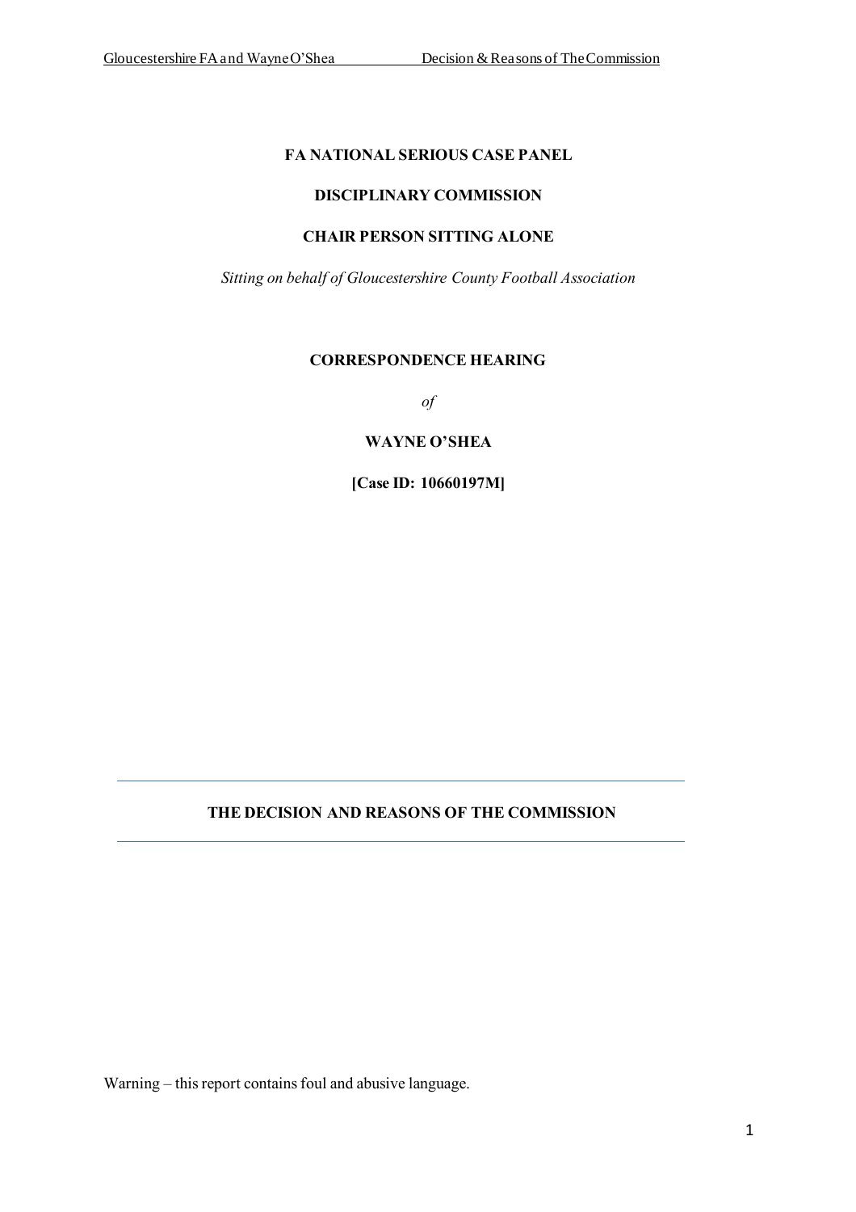**FA NATIONAL SERIOUS CASE PANEL**

**DISCIPLINARY COMMISSION**

**CHAIR PERSON SITTING ALONE**

*Sitting on behalf of Gloucestershire County Football Association*

**CORRESPONDENCE HEARING**

*of*

**WAYNE O'SHEA**

**[Case ID: 10660197M]**

---

**THE DECISION AND REASONS OF THE COMMISSION**

---

Warning – this report contains foul and abusive language.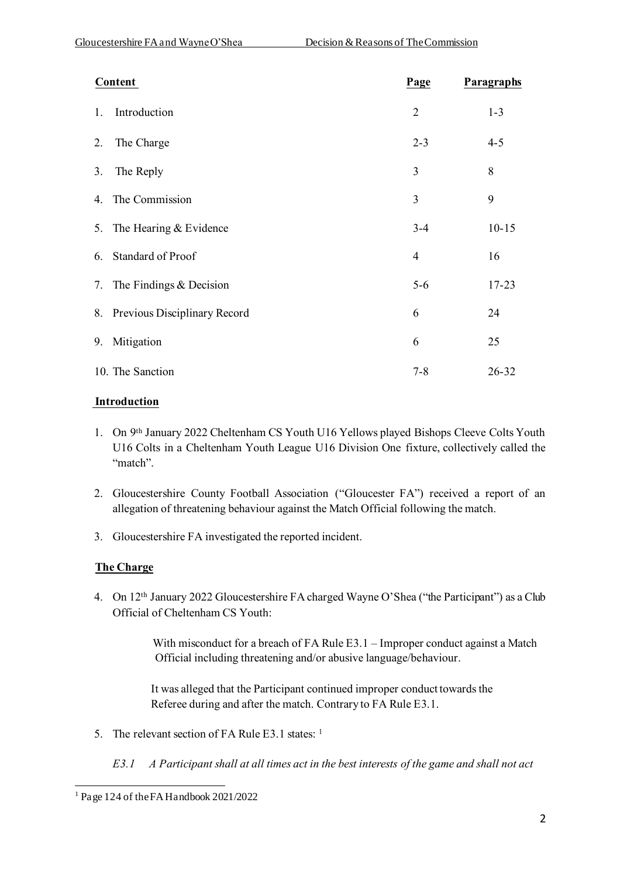| Content | Page | Paragraphs |
| --- | --- | --- |
| 1. Introduction | 2 | 1-3 |
| 2. The Charge | 2-3 | 4-5 |
| 3. The Reply | 3 | 8 |
| 4. The Commission | 3 | 9 |
| 5. The Hearing & Evidence | 3-4 | 10-15 |
| 6. Standard of Proof | 4 | 16 |
| 7. The Findings & Decision | 5-6 | 17-23 |
| 8. Previous Disciplinary Record | 6 | 24 |
| 9. Mitigation | 6 | 25 |
| 10. The Sanction | 7-8 | 26-32 |

## Introduction

1. On 9th January 2022 Cheltenham CS Youth U16 Yellows played Bishops Cleeve Colts Youth U16 Colts in a Cheltenham Youth League U16 Division One fixture, collectively called the "match".

2. Gloucestershire County Football Association ("Gloucester FA") received a report of an allegation of threatening behaviour against the Match Official following the match.

3. Gloucestershire FA investigated the reported incident.

## The Charge

4. On 12th January 2022 Gloucestershire FA charged Wayne O'Shea ("the Participant") as a Club Official of Cheltenham CS Youth:

   With misconduct for a breach of FA Rule E3.1 – Improper conduct against a Match Official including threatening and/or abusive language/behaviour.

   It was alleged that the Participant continued improper conduct towards the Referee during and after the match. Contrary to FA Rule E3.1.

5. The relevant section of FA Rule E3.1 states: [1]

   *E3.1 A Participant shall at all times act in the best interests of the game and shall not act*

[1] Page 124 of the FA Handbook 2021/2022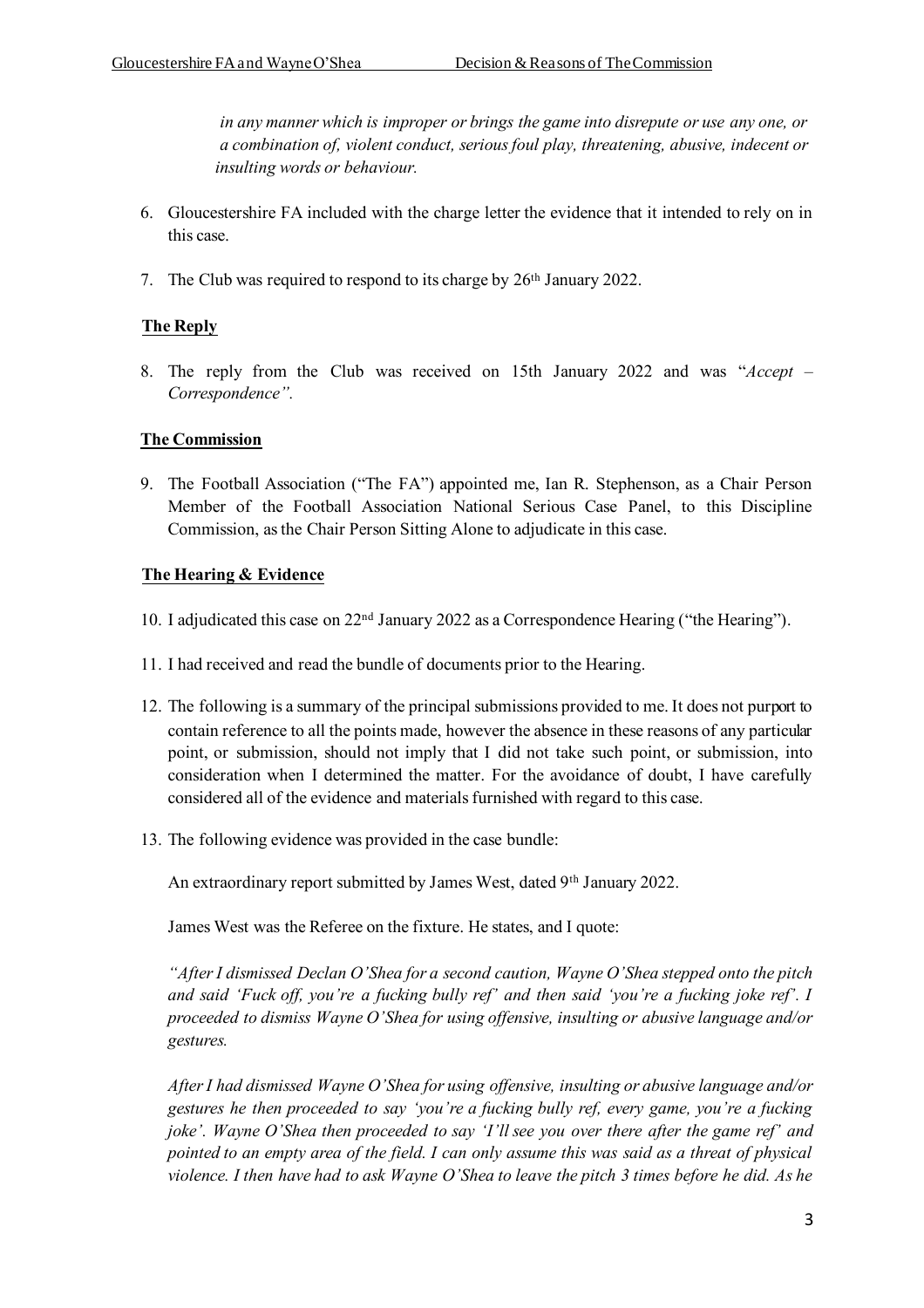*in any manner which is improper or brings the game into disrepute or use any one, or a combination of, violent conduct, serious foul play, threatening, abusive, indecent or insulting words or behaviour.*

6. Gloucestershire FA included with the charge letter the evidence that it intended to rely on in this case.

7. The Club was required to respond to its charge by 26th January 2022.

## The Reply

8. The reply from the Club was received on 15th January 2022 and was "*Accept – Correspondence".*

## The Commission

9. The Football Association ("The FA") appointed me, Ian R. Stephenson, as a Chair Person Member of the Football Association National Serious Case Panel, to this Discipline Commission, as the Chair Person Sitting Alone to adjudicate in this case.

## The Hearing & Evidence

10. I adjudicated this case on 22nd January 2022 as a Correspondence Hearing ("the Hearing").

11. I had received and read the bundle of documents prior to the Hearing.

12. The following is a summary of the principal submissions provided to me. It does not purport to contain reference to all the points made, however the absence in these reasons of any particular point, or submission, should not imply that I did not take such point, or submission, into consideration when I determined the matter. For the avoidance of doubt, I have carefully considered all of the evidence and materials furnished with regard to this case.

13. The following evidence was provided in the case bundle:

    An extraordinary report submitted by James West, dated 9th January 2022.

    James West was the Referee on the fixture. He states, and I quote:

    *"After I dismissed Declan O'Shea for a second caution, Wayne O'Shea stepped onto the pitch and said 'Fuck off, you're a fucking bully ref' and then said 'you're a fucking joke ref'. I proceeded to dismiss Wayne O'Shea for using offensive, insulting or abusive language and/or gestures.*

    *After I had dismissed Wayne O'Shea for using offensive, insulting or abusive language and/or gestures he then proceeded to say 'you're a fucking bully ref, every game, you're a fucking joke'. Wayne O'Shea then proceeded to say 'I'll see you over there after the game ref' and pointed to an empty area of the field. I can only assume this was said as a threat of physical violence. I then have had to ask Wayne O'Shea to leave the pitch 3 times before he did. As he*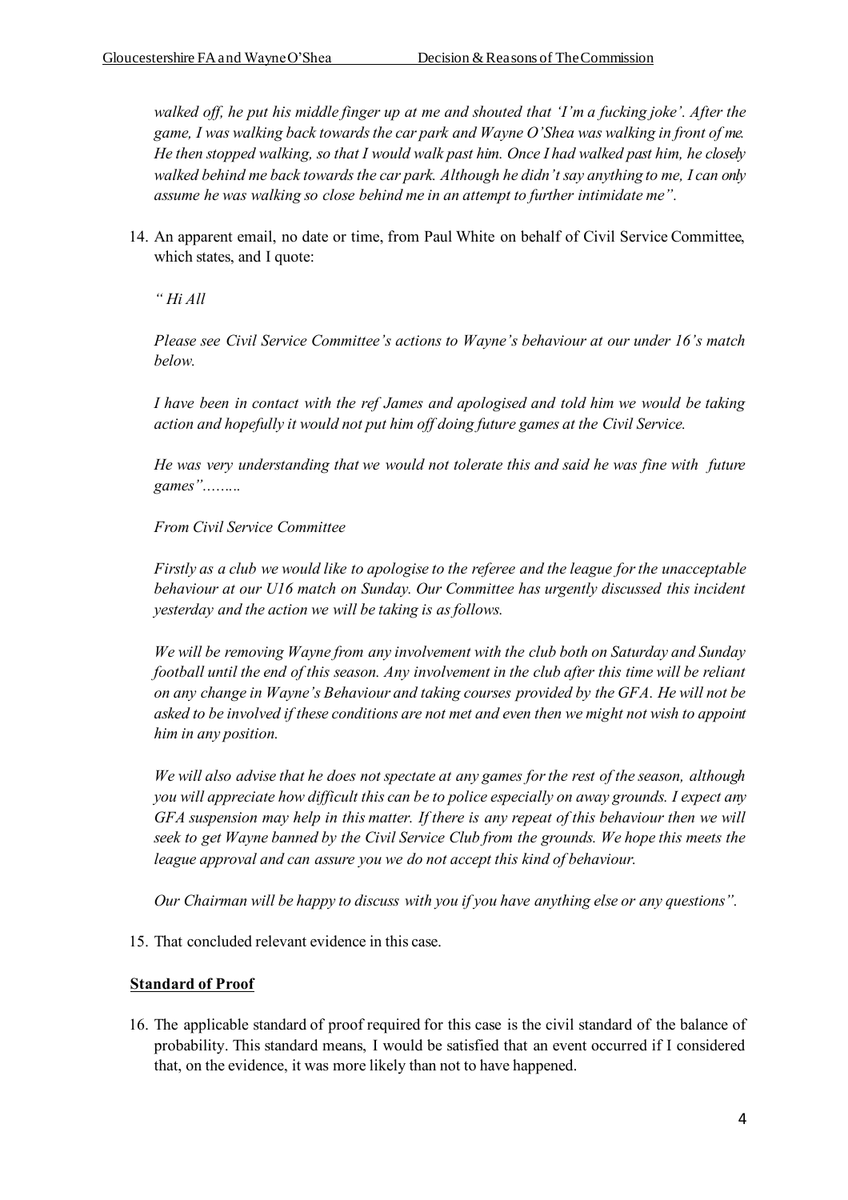*walked off, he put his middle finger up at me and shouted that 'I'm a fucking joke'. After the game, I was walking back towards the car park and Wayne O'Shea was walking in front of me. He then stopped walking, so that I would walk past him. Once I had walked past him, he closely walked behind me back towards the car park. Although he didn't say anything to me, I can only assume he was walking so close behind me in an attempt to further intimidate me".*

14. An apparent email, no date or time, from Paul White on behalf of Civil Service Committee, which states, and I quote:

    *" Hi All*

    *Please see Civil Service Committee's actions to Wayne's behaviour at our under 16's match below.*

    *I have been in contact with the ref James and apologised and told him we would be taking action and hopefully it would not put him off doing future games at the Civil Service.*

    *He was very understanding that we would not tolerate this and said he was fine with future games"………*

    *From Civil Service Committee*

    *Firstly as a club we would like to apologise to the referee and the league for the unacceptable behaviour at our U16 match on Sunday. Our Committee has urgently discussed this incident yesterday and the action we will be taking is as follows.*

    *We will be removing Wayne from any involvement with the club both on Saturday and Sunday football until the end of this season. Any involvement in the club after this time will be reliant on any change in Wayne's Behaviour and taking courses provided by the GFA. He will not be asked to be involved if these conditions are not met and even then we might not wish to appoint him in any position.*

    *We will also advise that he does not spectate at any games for the rest of the season, although you will appreciate how difficult this can be to police especially on away grounds. I expect any GFA suspension may help in this matter. If there is any repeat of this behaviour then we will seek to get Wayne banned by the Civil Service Club from the grounds. We hope this meets the league approval and can assure you we do not accept this kind of behaviour.*

    *Our Chairman will be happy to discuss with you if you have anything else or any questions".*

15. That concluded relevant evidence in this case.

**Standard of Proof**

16. The applicable standard of proof required for this case is the civil standard of the balance of probability. This standard means, I would be satisfied that an event occurred if I considered that, on the evidence, it was more likely than not to have happened.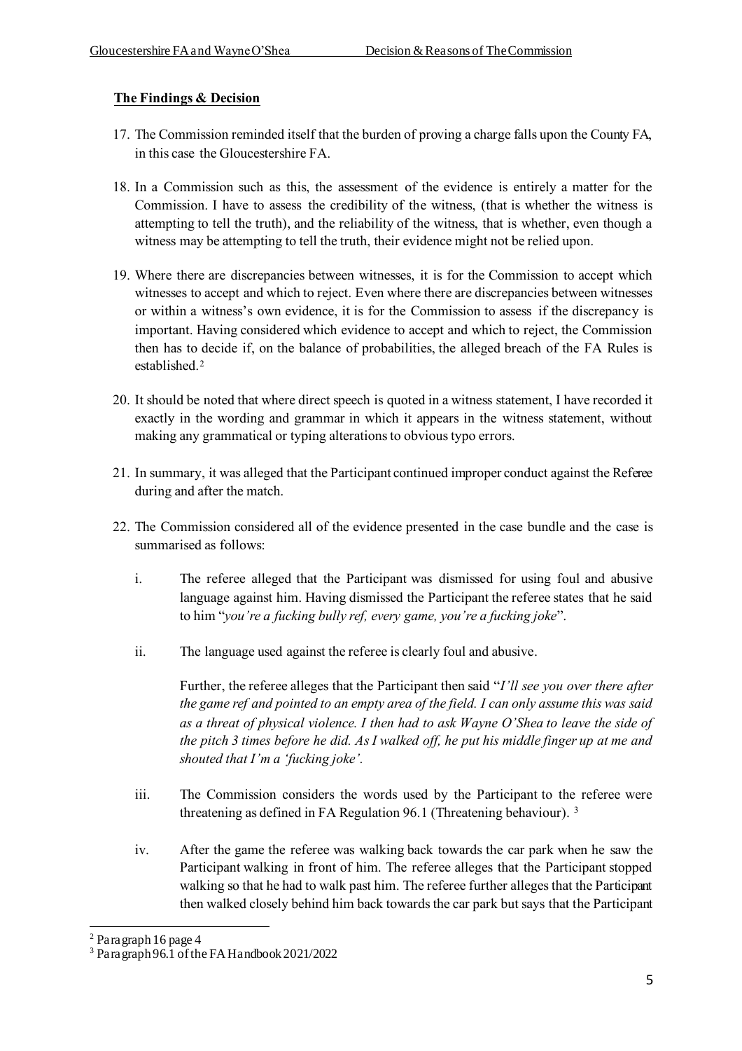## The Findings & Decision

17. The Commission reminded itself that the burden of proving a charge falls upon the County FA, in this case the Gloucestershire FA.

18. In a Commission such as this, the assessment of the evidence is entirely a matter for the Commission. I have to assess the credibility of the witness, (that is whether the witness is attempting to tell the truth), and the reliability of the witness, that is whether, even though a witness may be attempting to tell the truth, their evidence might not be relied upon.

19. Where there are discrepancies between witnesses, it is for the Commission to accept which witnesses to accept and which to reject. Even where there are discrepancies between witnesses or within a witness's own evidence, it is for the Commission to assess if the discrepancy is important. Having considered which evidence to accept and which to reject, the Commission then has to decide if, on the balance of probabilities, the alleged breach of the FA Rules is established.[2]

20. It should be noted that where direct speech is quoted in a witness statement, I have recorded it exactly in the wording and grammar in which it appears in the witness statement, without making any grammatical or typing alterations to obvious typo errors.

21. In summary, it was alleged that the Participant continued improper conduct against the Referee during and after the match.

22. The Commission considered all of the evidence presented in the case bundle and the case is summarised as follows:

    i. The referee alleged that the Participant was dismissed for using foul and abusive language against him. Having dismissed the Participant the referee states that he said to him "*you're a fucking bully ref, every game, you're a fucking joke*".

    ii. The language used against the referee is clearly foul and abusive.

        Further, the referee alleges that the Participant then said "*I'll see you over there after the game ref and pointed to an empty area of the field. I can only assume this was said as a threat of physical violence. I then had to ask Wayne O'Shea to leave the side of the pitch 3 times before he did. As I walked off, he put his middle finger up at me and shouted that I'm a 'fucking joke'.*

    iii. The Commission considers the words used by the Participant to the referee were threatening as defined in FA Regulation 96.1 (Threatening behaviour).[3]

    iv. After the game the referee was walking back towards the car park when he saw the Participant walking in front of him. The referee alleges that the Participant stopped walking so that he had to walk past him. The referee further alleges that the Participant then walked closely behind him back towards the car park but says that the Participant

[2] Paragraph 16 page 4

[3] Paragraph 96.1 of the FA Handbook 2021/2022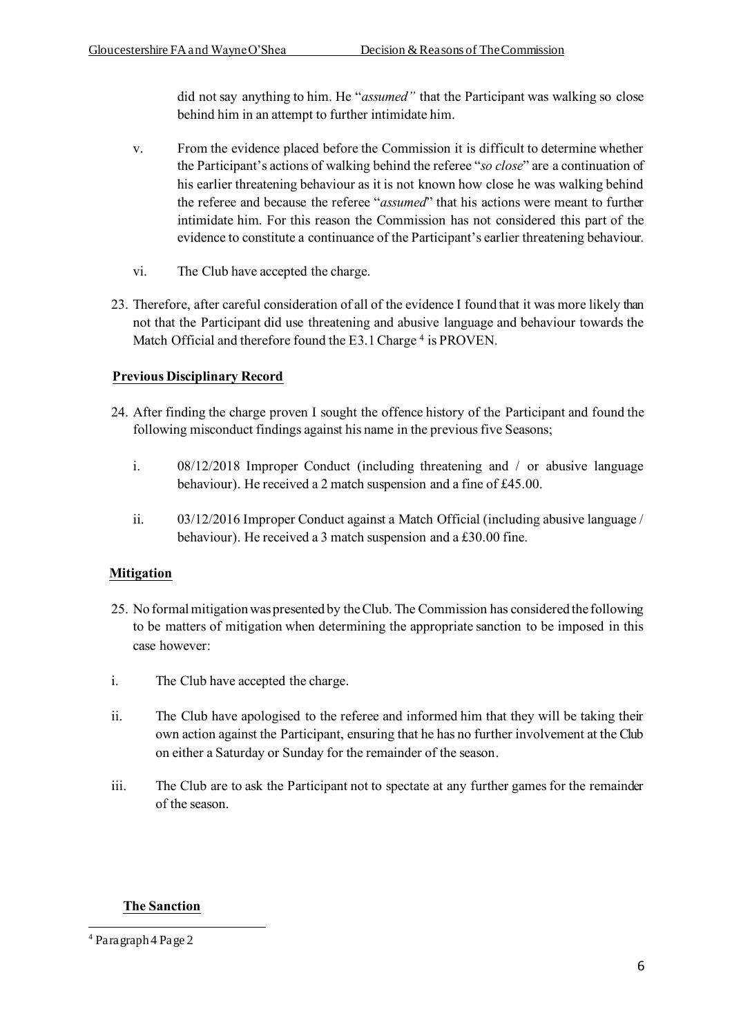did not say anything to him. He "*assumed"* that the Participant was walking so close behind him in an attempt to further intimidate him.

v. From the evidence placed before the Commission it is difficult to determine whether the Participant's actions of walking behind the referee "*so close*" are a continuation of his earlier threatening behaviour as it is not known how close he was walking behind the referee and because the referee "*assumed*" that his actions were meant to further intimidate him. For this reason the Commission has not considered this part of the evidence to constitute a continuance of the Participant's earlier threatening behaviour.

vi. The Club have accepted the charge.

23. Therefore, after careful consideration of all of the evidence I found that it was more likely than not that the Participant did use threatening and abusive language and behaviour towards the Match Official and therefore found the E3.1 Charge [4] is PROVEN.

**Previous Disciplinary Record**

24. After finding the charge proven I sought the offence history of the Participant and found the following misconduct findings against his name in the previous five Seasons;

i. 08/12/2018 Improper Conduct (including threatening and / or abusive language behaviour). He received a 2 match suspension and a fine of £45.00.

ii. 03/12/2016 Improper Conduct against a Match Official (including abusive language / behaviour). He received a 3 match suspension and a £30.00 fine.

**Mitigation**

25. No formal mitigation was presented by the Club. The Commission has considered the following to be matters of mitigation when determining the appropriate sanction to be imposed in this case however:

i. The Club have accepted the charge.

ii. The Club have apologised to the referee and informed him that they will be taking their own action against the Participant, ensuring that he has no further involvement at the Club on either a Saturday or Sunday for the remainder of the season.

iii. The Club are to ask the Participant not to spectate at any further games for the remainder of the season.

**The Sanction**

[4] Paragraph 4 Page 2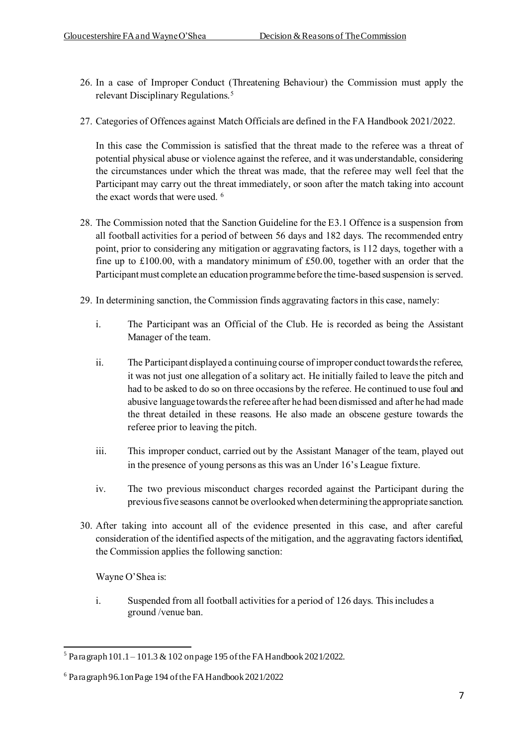26. In a case of Improper Conduct (Threatening Behaviour) the Commission must apply the relevant Disciplinary Regulations.[5]

27. Categories of Offences against Match Officials are defined in the FA Handbook 2021/2022.

    In this case the Commission is satisfied that the threat made to the referee was a threat of potential physical abuse or violence against the referee, and it was understandable, considering the circumstances under which the threat was made, that the referee may well feel that the Participant may carry out the threat immediately, or soon after the match taking into account the exact words that were used. [6]

28. The Commission noted that the Sanction Guideline for the E3.1 Offence is a suspension from all football activities for a period of between 56 days and 182 days. The recommended entry point, prior to considering any mitigation or aggravating factors, is 112 days, together with a fine up to £100.00, with a mandatory minimum of £50.00, together with an order that the Participant must complete an education programme before the time-based suspension is served.

29. In determining sanction, the Commission finds aggravating factors in this case, namely:

    i. The Participant was an Official of the Club. He is recorded as being the Assistant Manager of the team.

    ii. The Participant displayed a continuing course of improper conduct towards the referee, it was not just one allegation of a solitary act. He initially failed to leave the pitch and had to be asked to do so on three occasions by the referee. He continued to use foul and abusive language towards the referee after he had been dismissed and after he had made the threat detailed in these reasons. He also made an obscene gesture towards the referee prior to leaving the pitch.

    iii. This improper conduct, carried out by the Assistant Manager of the team, played out in the presence of young persons as this was an Under 16's League fixture.

    iv. The two previous misconduct charges recorded against the Participant during the previous five seasons cannot be overlooked when determining the appropriate sanction.

30. After taking into account all of the evidence presented in this case, and after careful consideration of the identified aspects of the mitigation, and the aggravating factors identified, the Commission applies the following sanction:

    Wayne O'Shea is:

    i. Suspended from all football activities for a period of 126 days. This includes a ground /venue ban.

---

[5] Paragraph 101.1 – 101.3 & 102 on page 195 of the FA Handbook 2021/2022.

[6] Paragraph 96.1 on Page 194 of the FA Handbook 2021/2022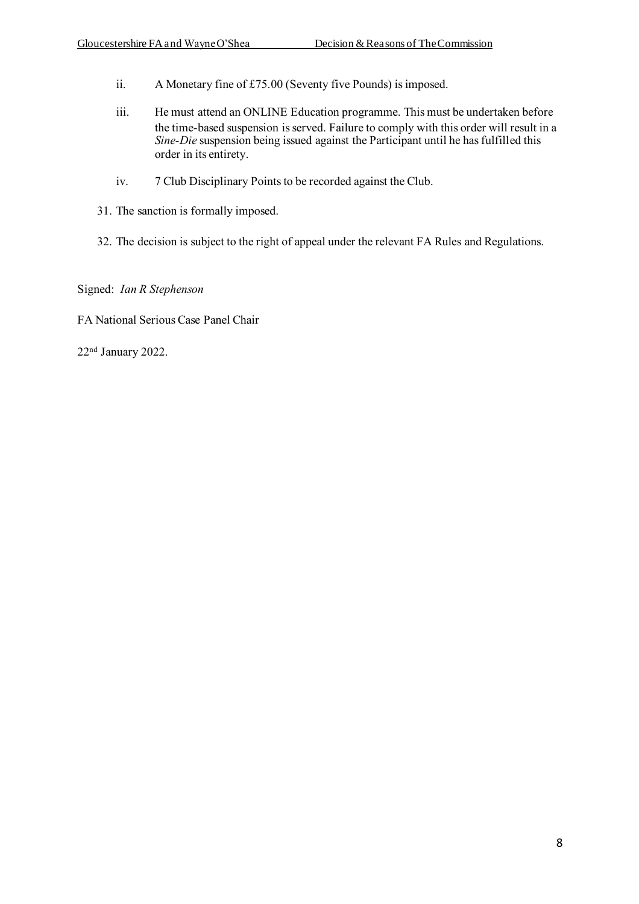ii. A Monetary fine of £75.00 (Seventy five Pounds) is imposed.

iii. He must attend an ONLINE Education programme. This must be undertaken before the time-based suspension is served. Failure to comply with this order will result in a *Sine-Die* suspension being issued against the Participant until he has fulfilled this order in its entirety.

iv. 7 Club Disciplinary Points to be recorded against the Club.

31. The sanction is formally imposed.

32. The decision is subject to the right of appeal under the relevant FA Rules and Regulations.

Signed: *Ian R Stephenson*

FA National Serious Case Panel Chair

22nd January 2022.